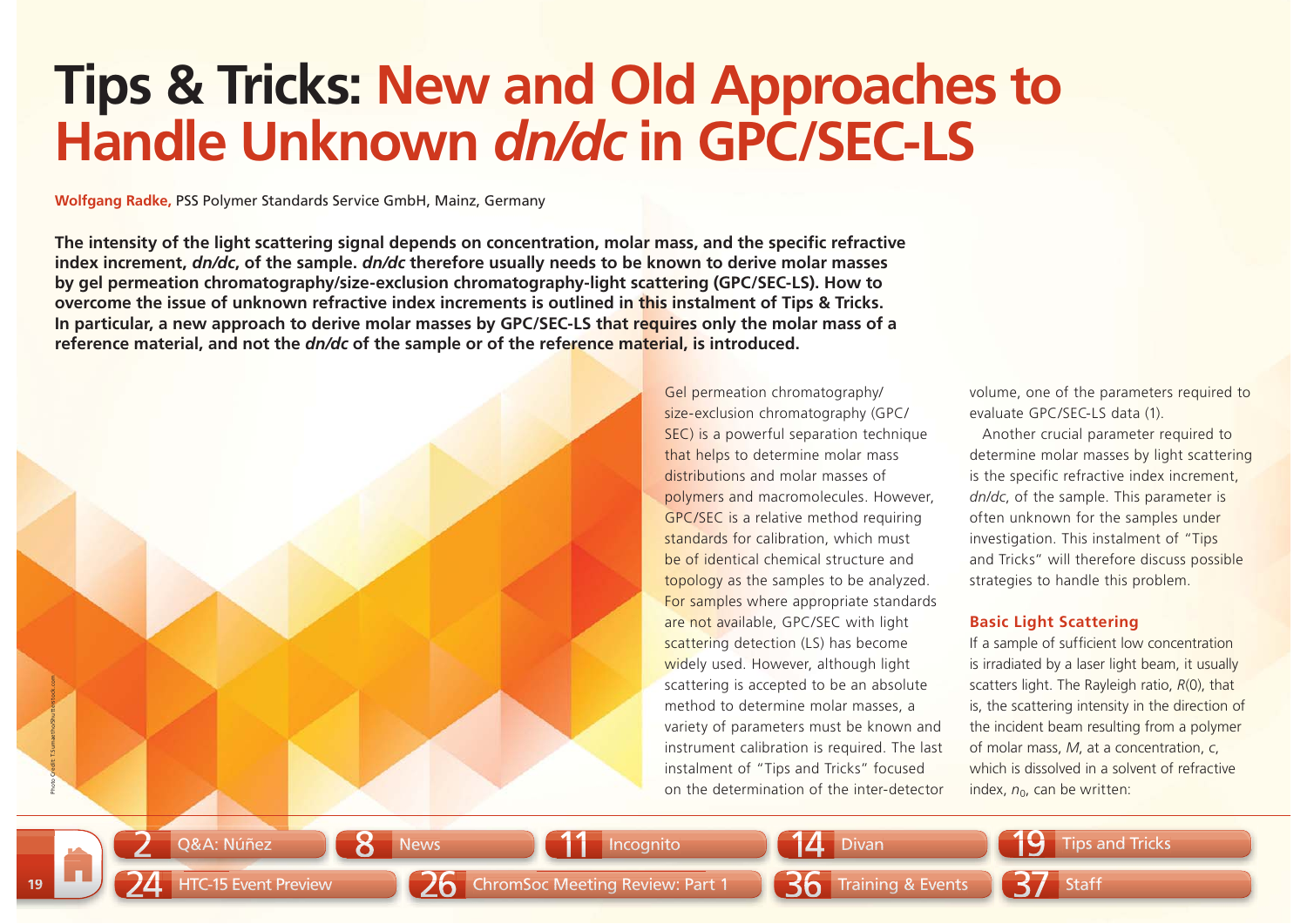# Tips & Tricks: New and Old Approaches to Handle Unknown *dn/dc* in GPC/SEC-LS

**Wolfgang Radke,** PSS Polymer Standards Service GmbH, Mainz, Germany

**The intensity of the light scattering signal depends on concentration, molar mass, and the specific refractive index increment, *dn/dc*, of the sample. *dn/dc* therefore usually needs to be known to derive molar masses by gel permeation chromatography/size-exclusion chromatography-light scattering (GPC/SEC-LS). How to overcome the issue of unknown refractive index increments is outlined in this instalment of Tips & Tricks. In particular, a new approach to derive molar masses by GPC/SEC-LS that requires only the molar mass of a reference material, and not the *dn/dc* of the sample or of the reference material, is introduced.**

Gel permeation chromatography/size-exclusion chromatography (GPC/SEC) is a powerful separation technique that helps to determine molar mass distributions and molar masses of polymers and macromolecules. However, GPC/SEC is a relative method requiring standards for calibration, which must be of identical chemical structure and topology as the samples to be analyzed. For samples where appropriate standards are not available, GPC/SEC with light scattering detection (LS) has become widely used. However, although light scattering is accepted to be an absolute method to determine molar masses, a variety of parameters must be known and instrument calibration is required. The last instalment of "Tips and Tricks" focused on the determination of the inter-detector volume, one of the parameters required to evaluate GPC/SEC-LS data (1).

Another crucial parameter required to determine molar masses by light scattering is the specific refractive index increment, *dn/dc*, of the sample. This parameter is often unknown for the samples under investigation. This instalment of "Tips and Tricks" will therefore discuss possible strategies to handle this problem.

## Basic Light Scattering

If a sample of sufficient low concentration is irradiated by a laser light beam, it usually scatters light. The Rayleigh ratio, $R(0)$, that is, the scattering intensity in the direction of the incident beam resulting from a polymer of molar mass, $M$, at a concentration, $c$, which is dissolved in a solvent of refractive index, $n_0$, can be written: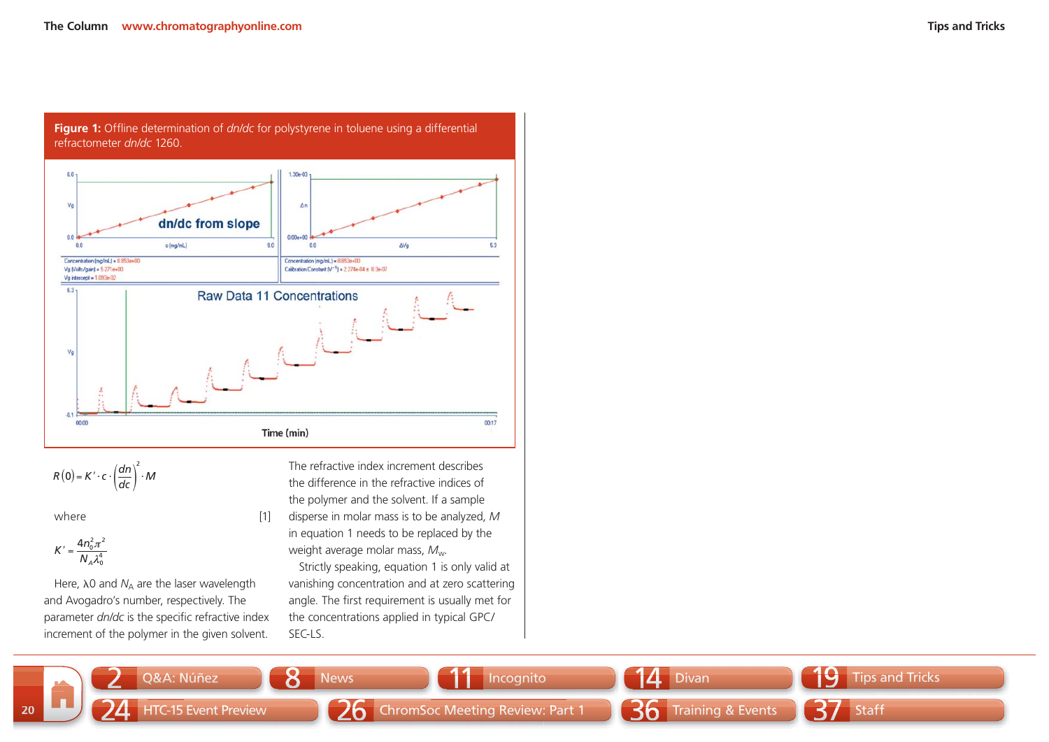**Figure 1:** Offline determination of *dn/dc* for polystyrene in toluene using a differential refractometer *dn/dc* 1260.

$$R(0) = K' \cdot c \cdot \left(\frac{dn}{dc}\right)^2 \cdot M \qquad [1]$$

where

$$K' = \frac{4n_0^2\pi^2}{N_A\lambda_0^4}$$

Here, $\lambda_0$ and $N_A$ are the laser wavelength and Avogadro's number, respectively. The parameter *dn/dc* is the specific refractive index increment of the polymer in the given solvent. The refractive index increment describes the difference in the refractive indices of the polymer and the solvent. If a sample disperse in molar mass is to be analyzed, $M$ in equation 1 needs to be replaced by the weight average molar mass, $M_w$.

Strictly speaking, equation 1 is only valid at vanishing concentration and at zero scattering angle. The first requirement is usually met for the concentrations applied in typical GPC/SEC-LS.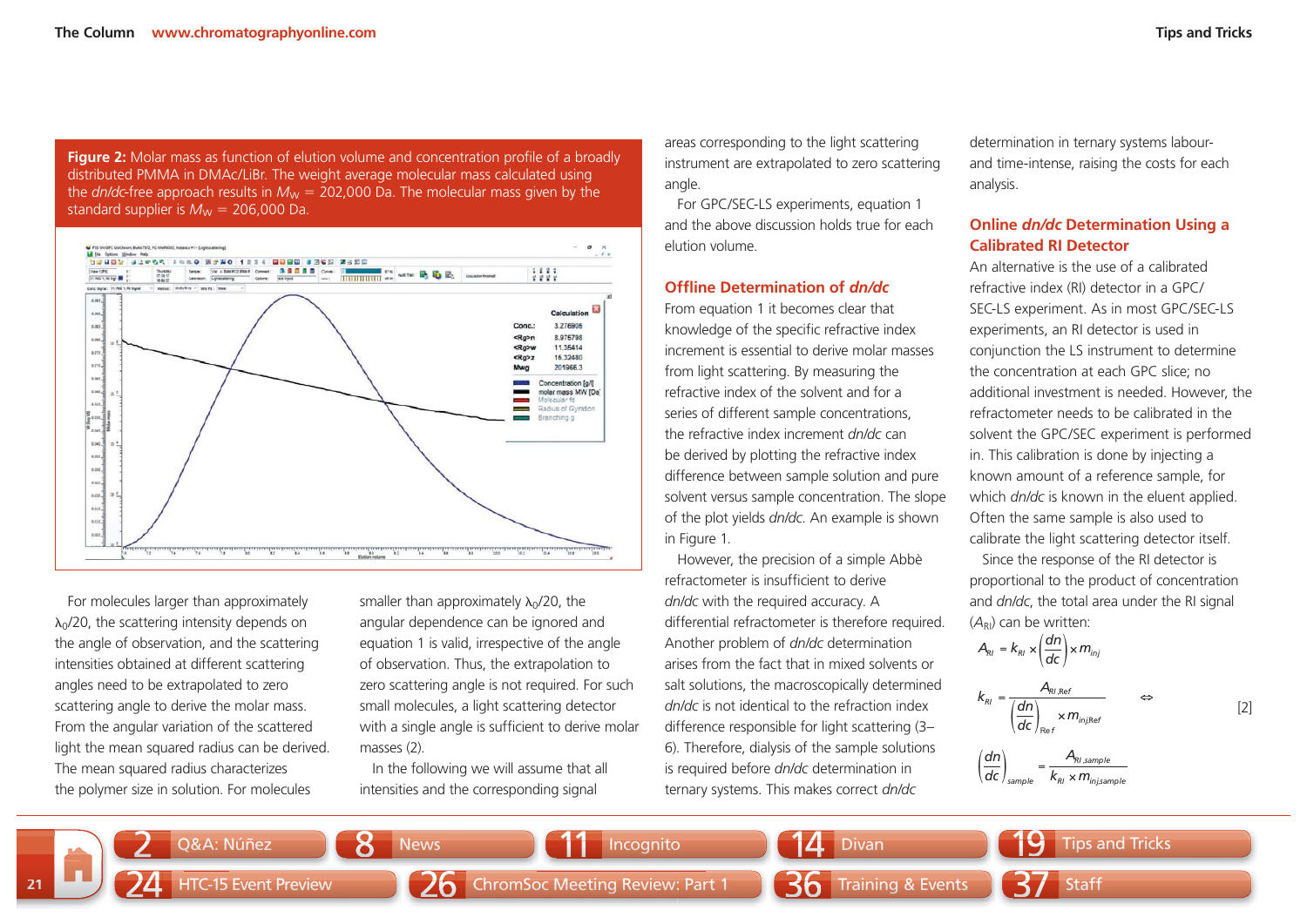**Figure 2:** Molar mass as function of elution volume and concentration profile of a broadly distributed PMMA in DMAc/LiBr. The weight average molecular mass calculated using the *dn/dc*-free approach results in $M_W$ = 202,000 Da. The molecular mass given by the standard supplier is $M_W$ = 206,000 Da.

For molecules larger than approximately $\lambda_0/20$, the scattering intensity depends on the angle of observation, and the scattering intensities obtained at different scattering angles need to be extrapolated to zero scattering angle to derive the molar mass. From the angular variation of the scattered light the mean squared radius can be derived. The mean squared radius characterizes the polymer size in solution. For molecules smaller than approximately $\lambda_0/20$, the angular dependence can be ignored and equation 1 is valid, irrespective of the angle of observation. Thus, the extrapolation to zero scattering angle is not required. For such small molecules, a light scattering detector with a single angle is sufficient to derive molar masses (2).

In the following we will assume that all intensities and the corresponding signal areas corresponding to the light scattering instrument are extrapolated to zero scattering angle.

For GPC/SEC-LS experiments, equation 1 and the above discussion holds true for each elution volume.

## Offline Determination of *dn/dc*

From equation 1 it becomes clear that knowledge of the specific refractive index increment is essential to derive molar masses from light scattering. By measuring the refractive index of the solvent and for a series of different sample concentrations, the refractive index increment *dn/dc* can be derived by plotting the refractive index difference between sample solution and pure solvent versus sample concentration. The slope of the plot yields *dn/dc*. An example is shown in Figure 1.

However, the precision of a simple Abbè refractometer is insufficient to derive *dn/dc* with the required accuracy. A differential refractometer is therefore required. Another problem of *dn/dc* determination arises from the fact that in mixed solvents or salt solutions, the macroscopically determined *dn/dc* is not identical to the refraction index difference responsible for light scattering (3–6). Therefore, dialysis of the sample solutions is required before *dn/dc* determination in ternary systems. This makes correct *dn/dc* determination in ternary systems labour- and time-intense, raising the costs for each analysis.

## Online *dn/dc* Determination Using a Calibrated RI Detector

An alternative is the use of a calibrated refractive index (RI) detector in a GPC/SEC-LS experiment. As in most GPC/SEC-LS experiments, an RI detector is used in conjunction the LS instrument to determine the concentration at each GPC slice; no additional investment is needed. However, the refractometer needs to be calibrated in the solvent the GPC/SEC experiment is performed in. This calibration is done by injecting a known amount of a reference sample, for which *dn/dc* is known in the eluent applied. Often the same sample is also used to calibrate the light scattering detector itself.

Since the response of the RI detector is proportional to the product of concentration and *dn/dc*, the total area under the RI signal ($A_{RI}$) can be written:

$$A_{RI} = k_{RI} \times \left(\frac{dn}{dc}\right) \times m_{inj}$$

$$k_{RI} = \frac{A_{RI,Ref}}{\left(\frac{dn}{dc}\right)_{Ref} \times m_{inj,Ref}} \Leftrightarrow \qquad [2]$$

$$\left(\frac{dn}{dc}\right)_{sample} = \frac{A_{RI,sample}}{k_{RI} \times m_{inj,sample}}$$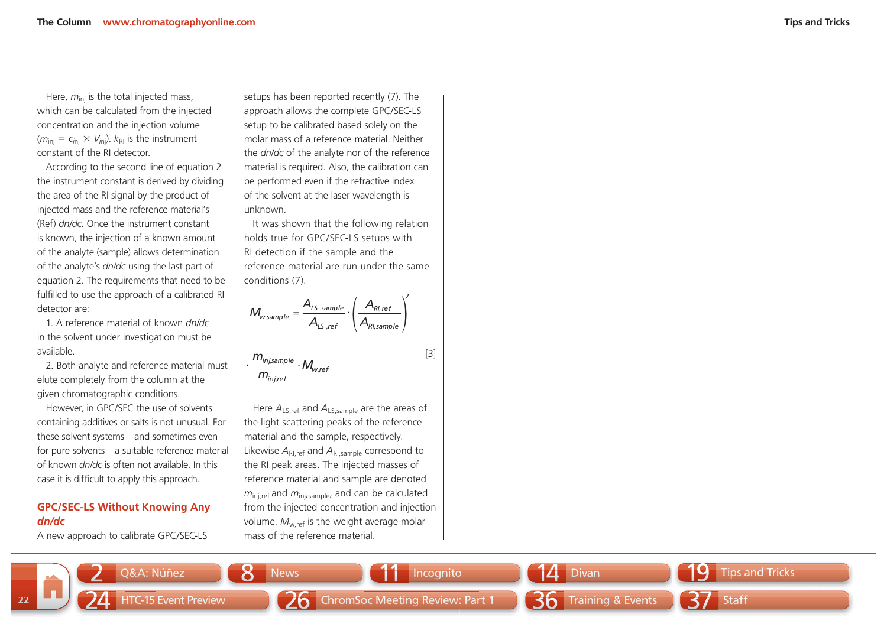Here, $m_{inj}$ is the total injected mass, which can be calculated from the injected concentration and the injection volume ($m_{inj} = c_{inj} \times V_{inj}$). $k_{RI}$ is the instrument constant of the RI detector.

According to the second line of equation 2 the instrument constant is derived by dividing the area of the RI signal by the product of injected mass and the reference material's (Ref) *dn/dc*. Once the instrument constant is known, the injection of a known amount of the analyte (sample) allows determination of the analyte's *dn/dc* using the last part of equation 2. The requirements that need to be fulfilled to use the approach of a calibrated RI detector are:

1. A reference material of known *dn/dc* in the solvent under investigation must be available.
2. Both analyte and reference material must elute completely from the column at the given chromatographic conditions.

However, in GPC/SEC the use of solvents containing additives or salts is not unusual. For these solvent systems—and sometimes even for pure solvents—a suitable reference material of known *dn/dc* is often not available. In this case it is difficult to apply this approach.

## GPC/SEC-LS Without Knowing Any *dn/dc*

A new approach to calibrate GPC/SEC-LS setups has been reported recently (7). The approach allows the complete GPC/SEC-LS setup to be calibrated based solely on the molar mass of a reference material. Neither the *dn/dc* of the analyte nor of the reference material is required. Also, the calibration can be performed even if the refractive index of the solvent at the laser wavelength is unknown.

It was shown that the following relation holds true for GPC/SEC-LS setups with RI detection if the sample and the reference material are run under the same conditions (7).

$$M_{w,sample} = \frac{A_{LS,sample}}{A_{LS,ref}} \cdot \left(\frac{A_{RI,ref}}{A_{RI,sample}}\right)^2 \cdot \frac{m_{inj,sample}}{m_{inj,ref}} \cdot M_{w,ref} \qquad [3]$$

Here $A_{LS,ref}$ and $A_{LS,sample}$ are the areas of the light scattering peaks of the reference material and the sample, respectively. Likewise $A_{RI,ref}$ and $A_{RI,sample}$ correspond to the RI peak areas. The injected masses of reference material and sample are denoted $m_{inj,ref}$ and $m_{inj,sample}$, and can be calculated from the injected concentration and injection volume. $M_{w,ref}$ is the weight average molar mass of the reference material.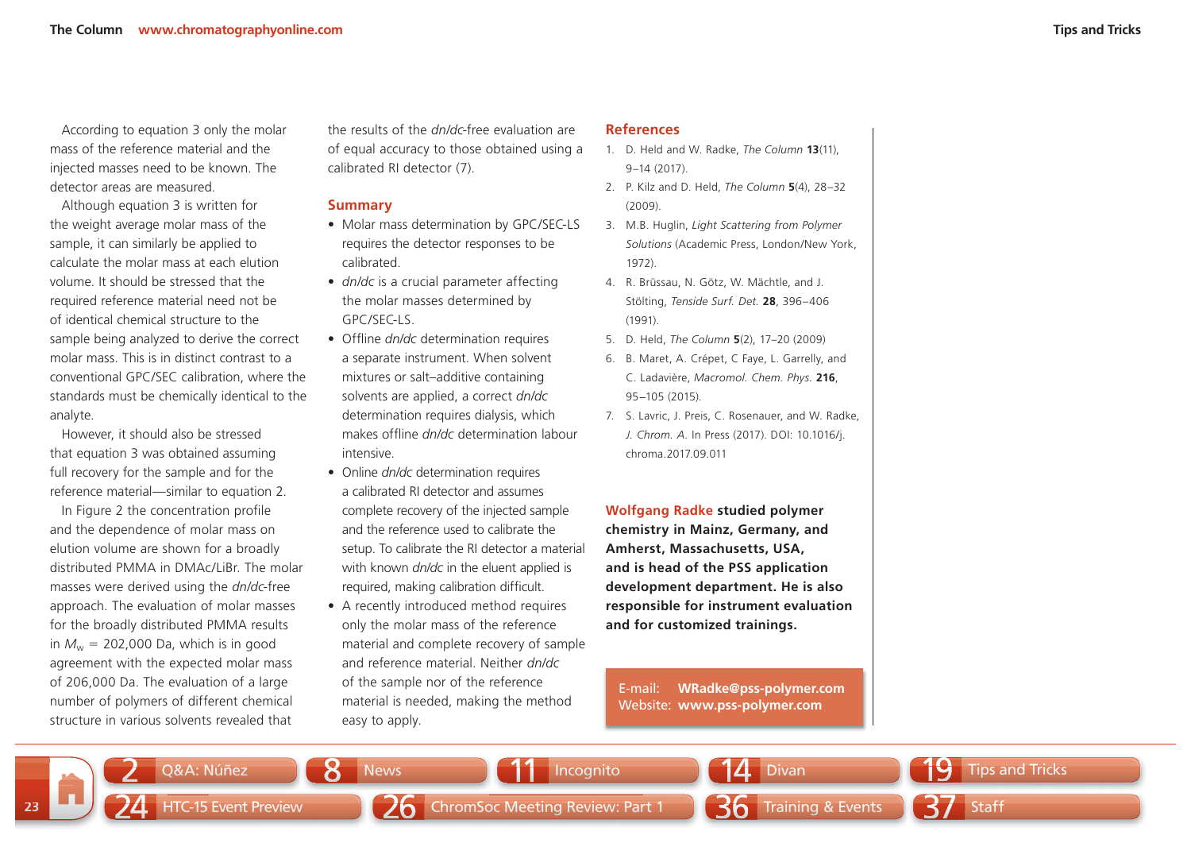According to equation 3 only the molar mass of the reference material and the injected masses need to be known. The detector areas are measured.

Although equation 3 is written for the weight average molar mass of the sample, it can similarly be applied to calculate the molar mass at each elution volume. It should be stressed that the required reference material need not be of identical chemical structure to the sample being analyzed to derive the correct molar mass. This is in distinct contrast to a conventional GPC/SEC calibration, where the standards must be chemically identical to the analyte.

However, it should also be stressed that equation 3 was obtained assuming full recovery for the sample and for the reference material—similar to equation 2.

In Figure 2 the concentration profile and the dependence of molar mass on elution volume are shown for a broadly distributed PMMA in DMAc/LiBr. The molar masses were derived using the *dn/dc*-free approach. The evaluation of molar masses for the broadly distributed PMMA results in $M_w$ = 202,000 Da, which is in good agreement with the expected molar mass of 206,000 Da. The evaluation of a large number of polymers of different chemical structure in various solvents revealed that the results of the *dn/dc*-free evaluation are of equal accuracy to those obtained using a calibrated RI detector (7).

## Summary

- Molar mass determination by GPC/SEC-LS requires the detector responses to be calibrated.
- *dn/dc* is a crucial parameter affecting the molar masses determined by GPC/SEC-LS.
- Offline *dn/dc* determination requires a separate instrument. When solvent mixtures or salt–additive containing solvents are applied, a correct *dn/dc* determination requires dialysis, which makes offline *dn/dc* determination labour intensive.
- Online *dn/dc* determination requires a calibrated RI detector and assumes complete recovery of the injected sample and the reference used to calibrate the setup. To calibrate the RI detector a material with known *dn/dc* in the eluent applied is required, making calibration difficult.
- A recently introduced method requires only the molar mass of the reference material and complete recovery of sample and reference material. Neither *dn/dc* of the sample nor of the reference material is needed, making the method easy to apply.

## References

1. D. Held and W. Radke, *The Column* **13**(11), 9–14 (2017).
2. P. Kilz and D. Held, *The Column* **5**(4), 28–32 (2009).
3. M.B. Huglin, *Light Scattering from Polymer Solutions* (Academic Press, London/New York, 1972).
4. R. Brüssau, N. Götz, W. Mächtle, and J. Stölting, *Tenside Surf. Det.* **28**, 396–406 (1991).
5. D. Held, *The Column* **5**(2), 17–20 (2009)
6. B. Maret, A. Crépet, C Faye, L. Garrelly, and C. Ladavière, *Macromol. Chem. Phys.* **216**, 95–105 (2015).
7. S. Lavric, J. Preis, C. Rosenauer, and W. Radke, *J. Chrom. A.* In Press (2017). DOI: 10.1016/j.chroma.2017.09.011

**Wolfgang Radke studied polymer chemistry in Mainz, Germany, and Amherst, Massachusetts, USA, and is head of the PSS application development department. He is also responsible for instrument evaluation and for customized trainings.**

E-mail: **WRadke@pss-polymer.com**
Website: **www.pss-polymer.com**